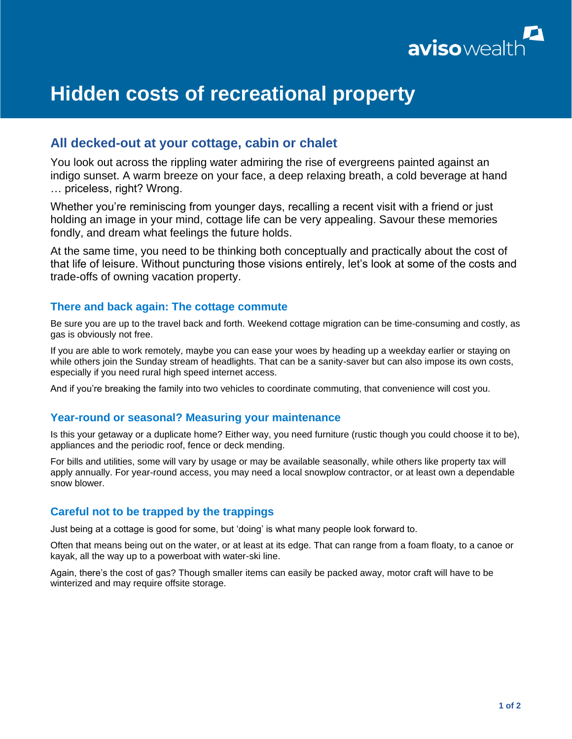# Hidden costs of recreational property

## All decked-out at your cottage, cabin or chalet

You look out across the rippling water admiring the rise of evergreens painted against an indigo sunset. A warm breeze on your face, a deep relaxing breath, a cold beverage at hand … priceless, right? Wrong.

Whether you're reminiscing from younger days, recalling a recent visit with a friend or just holding an image in your mind, cottage life can be very appealing. Savour these memories fondly, and dream what feelings the future holds.

At the same time, you need to be thinking both conceptually and practically about the cost of that life of leisure. Without puncturing those visions entirely, let's look at some of the costs and trade-offs of owning vacation property.

### There and back again: The cottage commute

Be sure you are up to the travel back and forth. Weekend cottage migration can be time-consuming and costly, as gas is obviously not free.

If you are able to work remotely, maybe you can ease your woes by heading up a weekday earlier or staying on while others join the Sunday stream of headlights. That can be a sanity-saver but can also impose its own costs, especially if you need rural high speed internet access.

And if you're breaking the family into two vehicles to coordinate commuting, that convenience will cost you.

### Year-round or seasonal? Measuring your maintenance

Is this your getaway or a duplicate home? Either way, you need furniture (rustic though you could choose it to be), appliances and the periodic roof, fence or deck mending.

For bills and utilities, some will vary by usage or may be available seasonally, while others like property tax will apply annually. For year-round access, you may need a local snowplow contractor, or at least own a dependable snow blower.

### Careful not to be trapped by the trappings

Just being at a cottage is good for some, but 'doing' is what many people look forward to.

Often that means being out on the water, or at least at its edge. That can range from a foam floaty, to a canoe or kayak, all the way up to a powerboat with water-ski line.

Again, there's the cost of gas? Though smaller items can easily be packed away, motor craft will have to be winterized and may require offsite storage.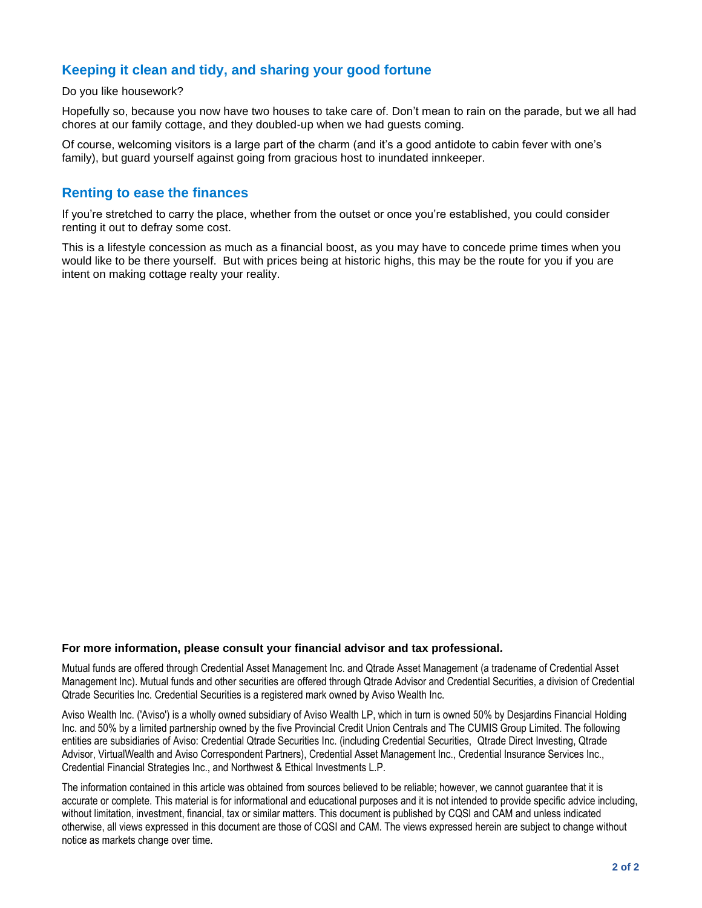## Keeping it clean and tidy, and sharing your good fortune

Do you like housework?

Hopefully so, because you now have two houses to take care of. Don't mean to rain on the parade, but we all had chores at our family cottage, and they doubled-up when we had guests coming.

Of course, welcoming visitors is a large part of the charm (and it's a good antidote to cabin fever with one's family), but guard yourself against going from gracious host to inundated innkeeper.

## Renting to ease the finances

If you're stretched to carry the place, whether from the outset or once you're established, you could consider renting it out to defray some cost.

This is a lifestyle concession as much as a financial boost, as you may have to concede prime times when you would like to be there yourself. But with prices being at historic highs, this may be the route for you if you are intent on making cottage realty your reality.

**For more information, please consult your financial advisor and tax professional.**

Mutual funds are offered through Credential Asset Management Inc. and Qtrade Asset Management (a tradename of Credential Asset Management Inc). Mutual funds and other securities are offered through Qtrade Advisor and Credential Securities, a division of Credential Qtrade Securities Inc. Credential Securities is a registered mark owned by Aviso Wealth Inc.

Aviso Wealth Inc. ('Aviso') is a wholly owned subsidiary of Aviso Wealth LP, which in turn is owned 50% by Desjardins Financial Holding Inc. and 50% by a limited partnership owned by the five Provincial Credit Union Centrals and The CUMIS Group Limited. The following entities are subsidiaries of Aviso: Credential Qtrade Securities Inc. (including Credential Securities, Qtrade Direct Investing, Qtrade Advisor, VirtualWealth and Aviso Correspondent Partners), Credential Asset Management Inc., Credential Insurance Services Inc., Credential Financial Strategies Inc., and Northwest & Ethical Investments L.P.

The information contained in this article was obtained from sources believed to be reliable; however, we cannot guarantee that it is accurate or complete. This material is for informational and educational purposes and it is not intended to provide specific advice including, without limitation, investment, financial, tax or similar matters. This document is published by CQSI and CAM and unless indicated otherwise, all views expressed in this document are those of CQSI and CAM. The views expressed herein are subject to change without notice as markets change over time.